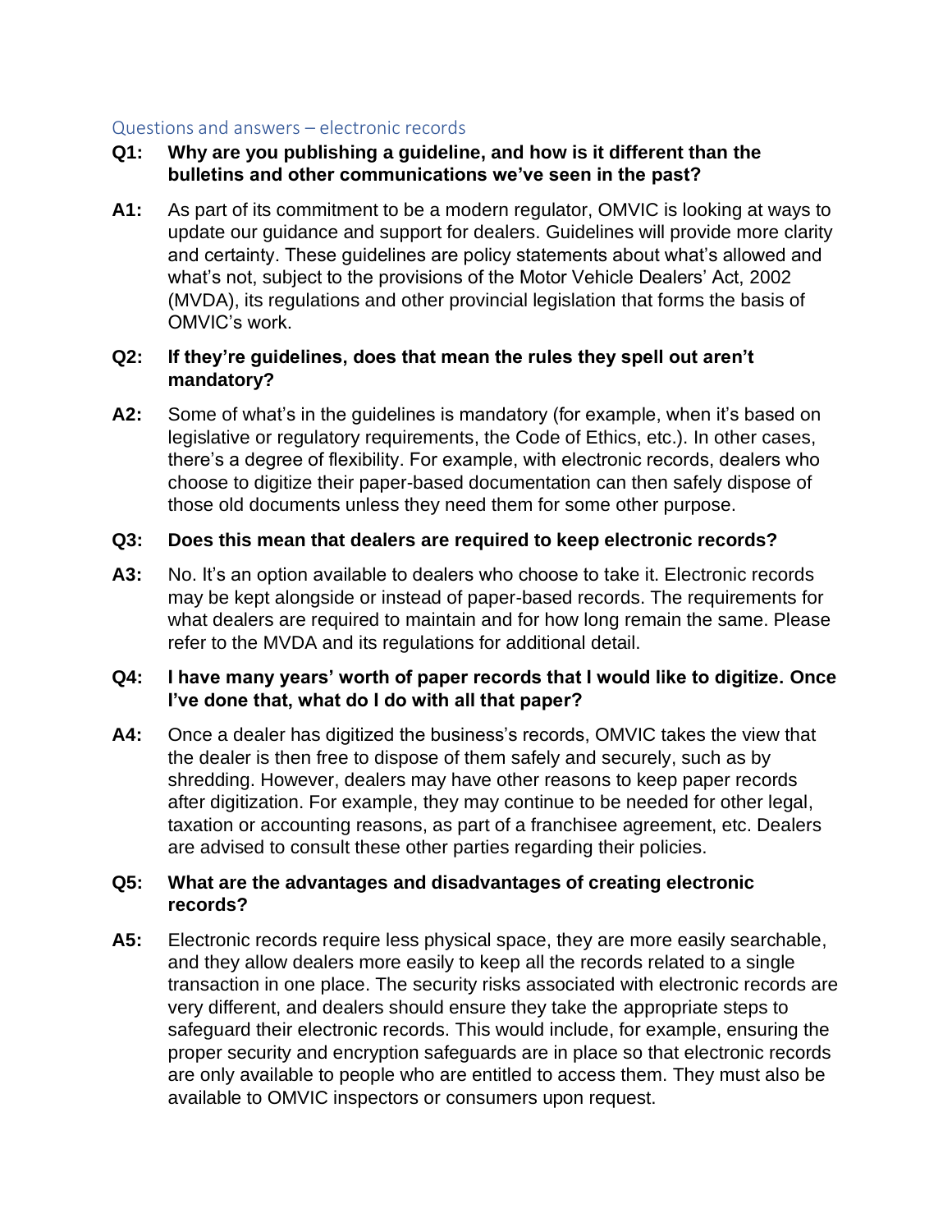## Questions and answers – electronic records

**Q1: Why are you publishing a guideline, and how is it different than the bulletins and other communications we've seen in the past?**

**A1:** As part of its commitment to be a modern regulator, OMVIC is looking at ways to update our guidance and support for dealers. Guidelines will provide more clarity and certainty. These guidelines are policy statements about what's allowed and what's not, subject to the provisions of the Motor Vehicle Dealers' Act, 2002 (MVDA), its regulations and other provincial legislation that forms the basis of OMVIC's work.

**Q2: If they're guidelines, does that mean the rules they spell out aren't mandatory?**

**A2:** Some of what's in the guidelines is mandatory (for example, when it's based on legislative or regulatory requirements, the Code of Ethics, etc.). In other cases, there's a degree of flexibility. For example, with electronic records, dealers who choose to digitize their paper-based documentation can then safely dispose of those old documents unless they need them for some other purpose.

**Q3: Does this mean that dealers are required to keep electronic records?**

**A3:** No. It's an option available to dealers who choose to take it. Electronic records may be kept alongside or instead of paper-based records. The requirements for what dealers are required to maintain and for how long remain the same. Please refer to the MVDA and its regulations for additional detail.

**Q4: I have many years' worth of paper records that I would like to digitize. Once I've done that, what do I do with all that paper?**

**A4:** Once a dealer has digitized the business's records, OMVIC takes the view that the dealer is then free to dispose of them safely and securely, such as by shredding. However, dealers may have other reasons to keep paper records after digitization. For example, they may continue to be needed for other legal, taxation or accounting reasons, as part of a franchisee agreement, etc. Dealers are advised to consult these other parties regarding their policies.

**Q5: What are the advantages and disadvantages of creating electronic records?**

**A5:** Electronic records require less physical space, they are more easily searchable, and they allow dealers more easily to keep all the records related to a single transaction in one place. The security risks associated with electronic records are very different, and dealers should ensure they take the appropriate steps to safeguard their electronic records. This would include, for example, ensuring the proper security and encryption safeguards are in place so that electronic records are only available to people who are entitled to access them. They must also be available to OMVIC inspectors or consumers upon request.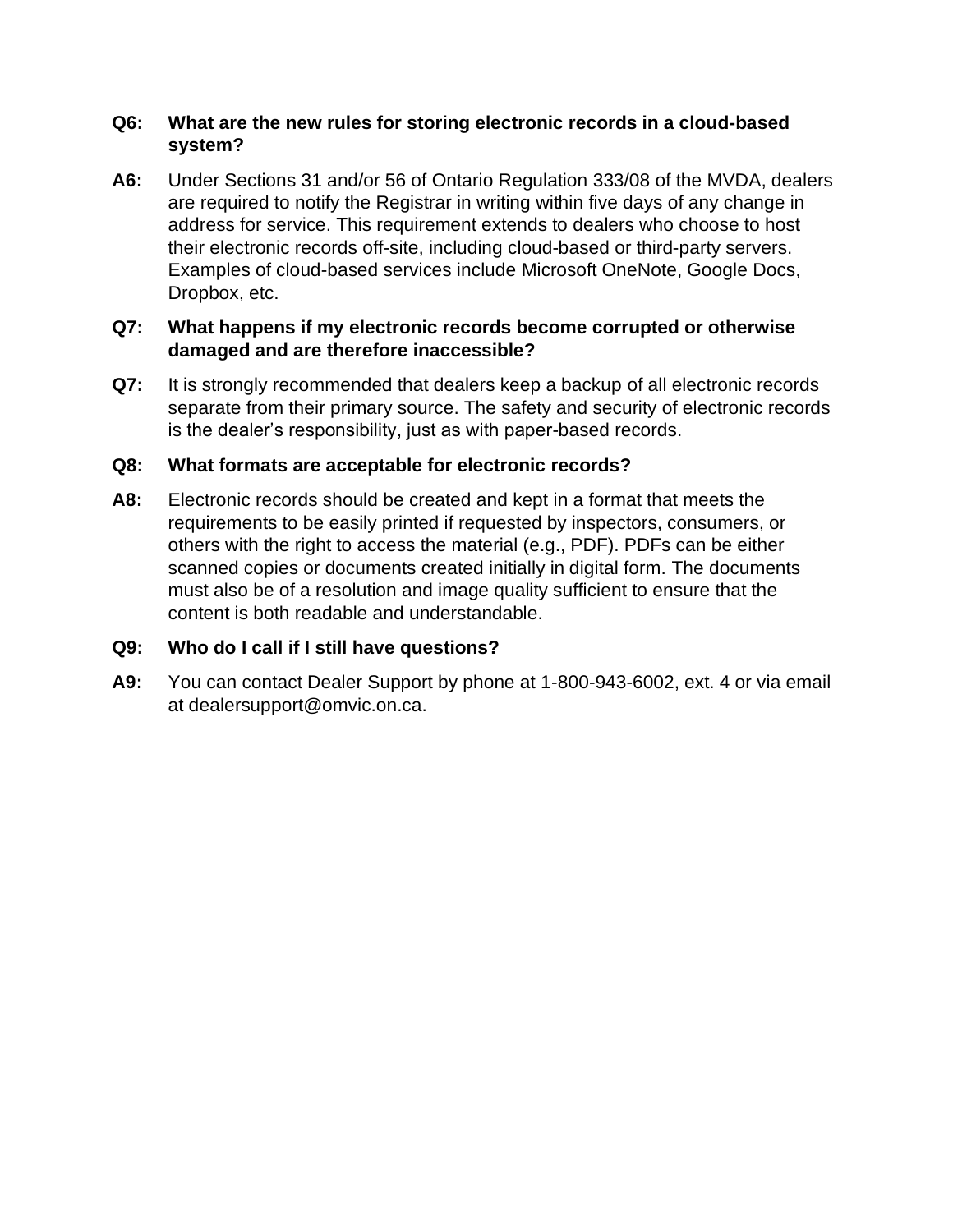**Q6: What are the new rules for storing electronic records in a cloud-based system?**

**A6:** Under Sections 31 and/or 56 of Ontario Regulation 333/08 of the MVDA, dealers are required to notify the Registrar in writing within five days of any change in address for service. This requirement extends to dealers who choose to host their electronic records off-site, including cloud-based or third-party servers. Examples of cloud-based services include Microsoft OneNote, Google Docs, Dropbox, etc.

**Q7: What happens if my electronic records become corrupted or otherwise damaged and are therefore inaccessible?**

**Q7:** It is strongly recommended that dealers keep a backup of all electronic records separate from their primary source. The safety and security of electronic records is the dealer's responsibility, just as with paper-based records.

**Q8: What formats are acceptable for electronic records?**

**A8:** Electronic records should be created and kept in a format that meets the requirements to be easily printed if requested by inspectors, consumers, or others with the right to access the material (e.g., PDF). PDFs can be either scanned copies or documents created initially in digital form. The documents must also be of a resolution and image quality sufficient to ensure that the content is both readable and understandable.

**Q9: Who do I call if I still have questions?**

**A9:** You can contact Dealer Support by phone at 1-800-943-6002, ext. 4 or via email at dealersupport@omvic.on.ca.